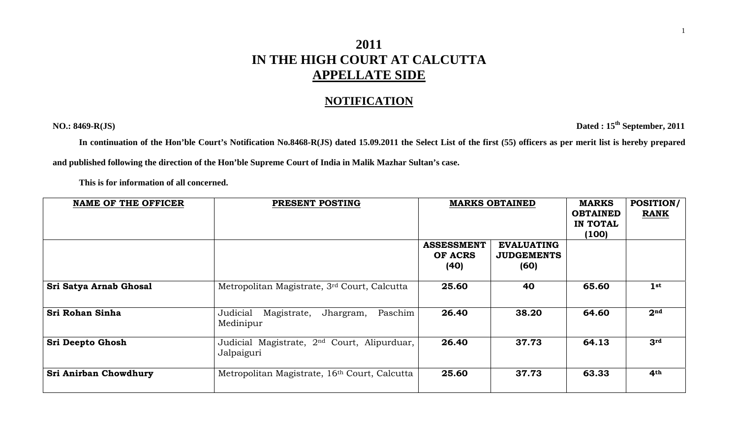# 2011
# IN THE HIGH COURT AT CALCUTTA
# APPELLATE SIDE

## NOTIFICATION

**NO.: 8469-R(JS)** **Dated : 15th September, 2011**

**In continuation of the Hon'ble Court's Notification No.8468-R(JS) dated 15.09.2011 the Select List of the first (55) officers as per merit list is hereby prepared and published following the direction of the Hon'ble Supreme Court of India in Malik Mazhar Sultan's case.**

**This is for information of all concerned.**

| NAME OF THE OFFICER | PRESENT POSTING | MARKS OBTAINED | | MARKS OBTAINED IN TOTAL (100) | POSITION/ RANK |
|---|---|---|---|---|---|
| | | ASSESSMENT OF ACRS (40) | EVALUATING JUDGEMENTS (60) | | |
| **Sri Satya Arnab Ghosal** | Metropolitan Magistrate, 3rd Court, Calcutta | **25.60** | **40** | **65.60** | **1st** |
| **Sri Rohan Sinha** | Judicial Magistrate, Jhargram, Paschim Medinipur | **26.40** | **38.20** | **64.60** | **2nd** |
| **Sri Deepto Ghosh** | Judicial Magistrate, 2nd Court, Alipurduar, Jalpaiguri | **26.40** | **37.73** | **64.13** | **3rd** |
| **Sri Anirban Chowdhury** | Metropolitan Magistrate, 16th Court, Calcutta | **25.60** | **37.73** | **63.33** | **4th** |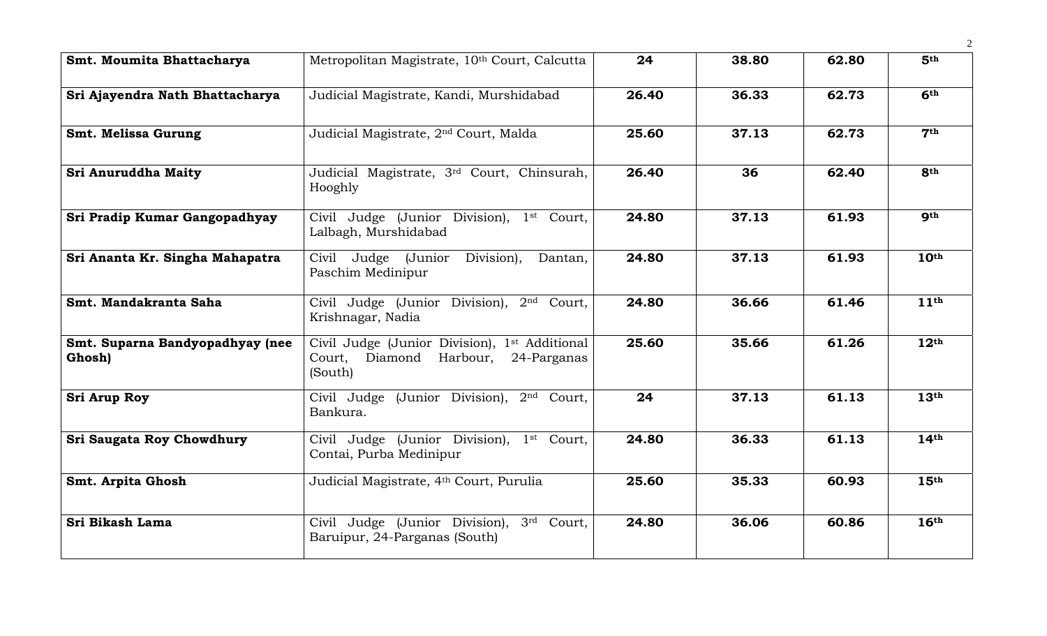| | | | | | |
|---|---|---|---|---|---|
| **Smt. Moumita Bhattacharya** | Metropolitan Magistrate, 10th Court, Calcutta | **24** | **38.80** | **62.80** | **5th** |
| **Sri Ajayendra Nath Bhattacharya** | Judicial Magistrate, Kandi, Murshidabad | **26.40** | **36.33** | **62.73** | **6th** |
| **Smt. Melissa Gurung** | Judicial Magistrate, 2nd Court, Malda | **25.60** | **37.13** | **62.73** | **7th** |
| **Sri Anuruddha Maity** | Judicial Magistrate, 3rd Court, Chinsurah, Hooghly | **26.40** | **36** | **62.40** | **8th** |
| **Sri Pradip Kumar Gangopadhyay** | Civil Judge (Junior Division), 1st Court, Lalbagh, Murshidabad | **24.80** | **37.13** | **61.93** | **9th** |
| **Sri Ananta Kr. Singha Mahapatra** | Civil Judge (Junior Division), Dantan, Paschim Medinipur | **24.80** | **37.13** | **61.93** | **10th** |
| **Smt. Mandakranta Saha** | Civil Judge (Junior Division), 2nd Court, Krishnagar, Nadia | **24.80** | **36.66** | **61.46** | **11th** |
| **Smt. Suparna Bandyopadhyay (nee Ghosh)** | Civil Judge (Junior Division), 1st Additional Court, Diamond Harbour, 24-Parganas (South) | **25.60** | **35.66** | **61.26** | **12th** |
| **Sri Arup Roy** | Civil Judge (Junior Division), 2nd Court, Bankura. | **24** | **37.13** | **61.13** | **13th** |
| **Sri Saugata Roy Chowdhury** | Civil Judge (Junior Division), 1st Court, Contai, Purba Medinipur | **24.80** | **36.33** | **61.13** | **14th** |
| **Smt. Arpita Ghosh** | Judicial Magistrate, 4th Court, Purulia | **25.60** | **35.33** | **60.93** | **15th** |
| **Sri Bikash Lama** | Civil Judge (Junior Division), 3rd Court, Baruipur, 24-Parganas (South) | **24.80** | **36.06** | **60.86** | **16th** |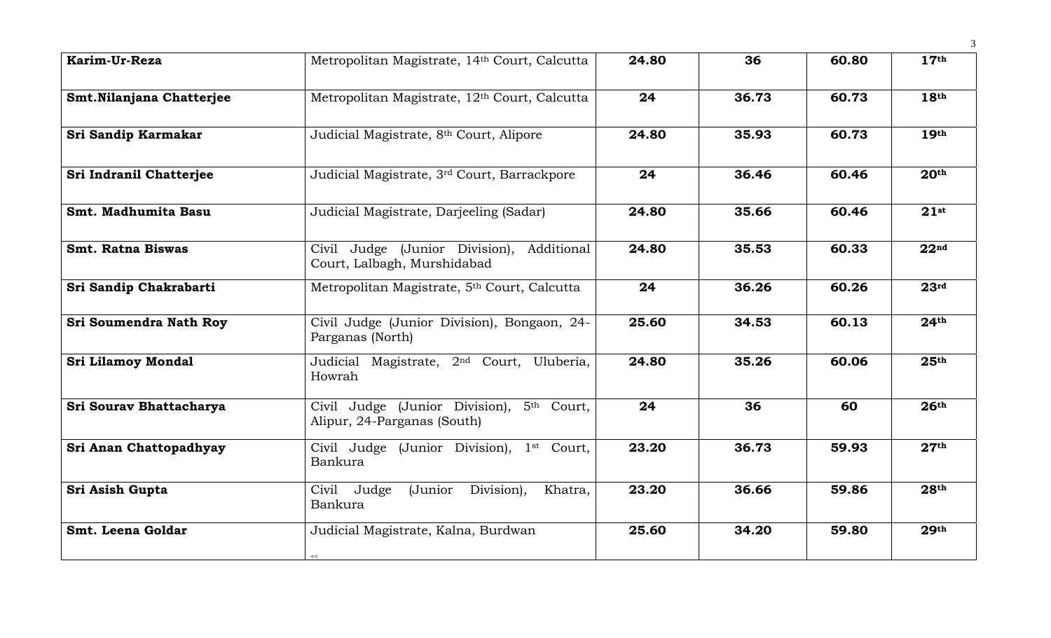| | | | | | |
|---|---|---|---|---|---|
| **Karim-Ur-Reza** | Metropolitan Magistrate, 14th Court, Calcutta | **24.80** | **36** | **60.80** | **17th** |
| **Smt.Nilanjana Chatterjee** | Metropolitan Magistrate, 12th Court, Calcutta | **24** | **36.73** | **60.73** | **18th** |
| **Sri Sandip Karmakar** | Judicial Magistrate, 8th Court, Alipore | **24.80** | **35.93** | **60.73** | **19th** |
| **Sri Indranil Chatterjee** | Judicial Magistrate, 3rd Court, Barrackpore | **24** | **36.46** | **60.46** | **20th** |
| **Smt. Madhumita Basu** | Judicial Magistrate, Darjeeling (Sadar) | **24.80** | **35.66** | **60.46** | **21st** |
| **Smt. Ratna Biswas** | Civil Judge (Junior Division), Additional Court, Lalbagh, Murshidabad | **24.80** | **35.53** | **60.33** | **22nd** |
| **Sri Sandip Chakrabarti** | Metropolitan Magistrate, 5th Court, Calcutta | **24** | **36.26** | **60.26** | **23rd** |
| **Sri Soumendra Nath Roy** | Civil Judge (Junior Division), Bongaon, 24-Parganas (North) | **25.60** | **34.53** | **60.13** | **24th** |
| **Sri Lilamoy Mondal** | Judicial Magistrate, 2nd Court, Uluberia, Howrah | **24.80** | **35.26** | **60.06** | **25th** |
| **Sri Sourav Bhattacharya** | Civil Judge (Junior Division), 5th Court, Alipur, 24-Parganas (South) | **24** | **36** | **60** | **26th** |
| **Sri Anan Chattopadhyay** | Civil Judge (Junior Division), 1st Court, Bankura | **23.20** | **36.73** | **59.93** | **27th** |
| **Sri Asish Gupta** | Civil Judge (Junior Division), Khatra, Bankura | **23.20** | **36.66** | **59.86** | **28th** |
| **Smt. Leena Goldar** | Judicial Magistrate, Kalna, Burdwan | **25.60** | **34.20** | **59.80** | **29th** |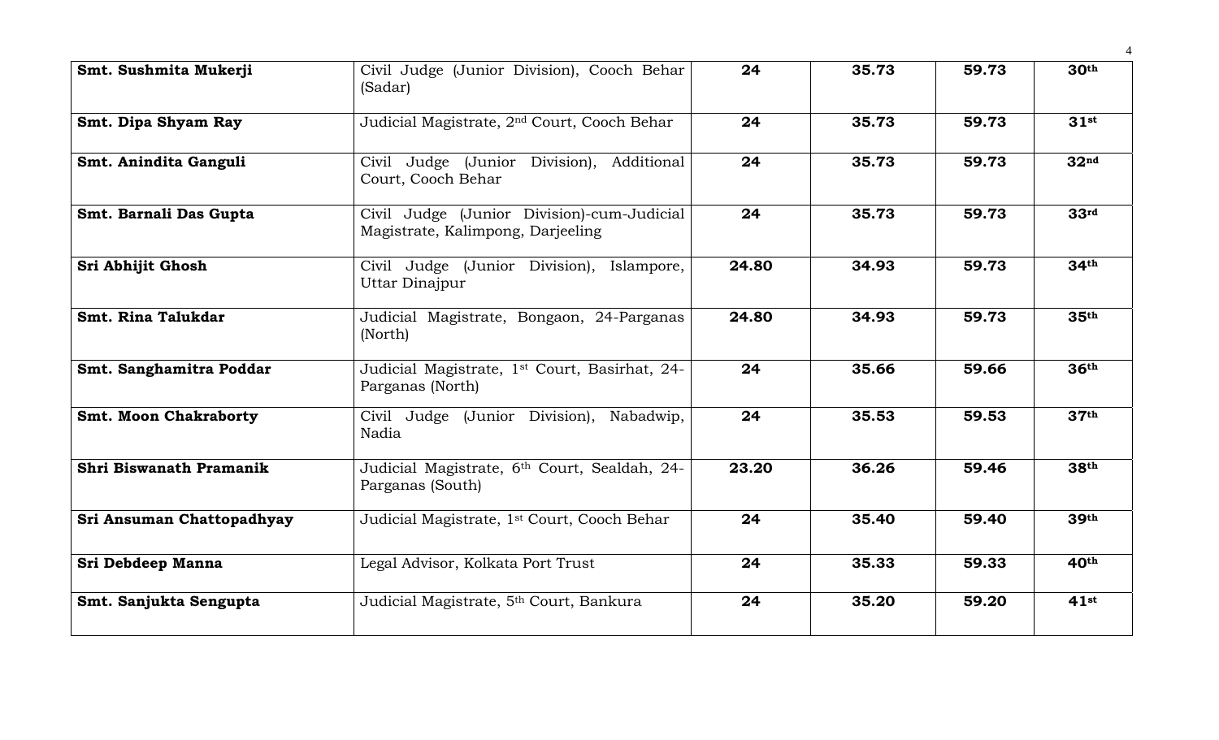| | | | | | |
|---|---|---|---|---|---|
| **Smt. Sushmita Mukerji** | Civil Judge (Junior Division), Cooch Behar (Sadar) | **24** | **35.73** | **59.73** | **30th** |
| **Smt. Dipa Shyam Ray** | Judicial Magistrate, 2nd Court, Cooch Behar | **24** | **35.73** | **59.73** | **31st** |
| **Smt. Anindita Ganguli** | Civil Judge (Junior Division), Additional Court, Cooch Behar | **24** | **35.73** | **59.73** | **32nd** |
| **Smt. Barnali Das Gupta** | Civil Judge (Junior Division)-cum-Judicial Magistrate, Kalimpong, Darjeeling | **24** | **35.73** | **59.73** | **33rd** |
| **Sri Abhijit Ghosh** | Civil Judge (Junior Division), Islampore, Uttar Dinajpur | **24.80** | **34.93** | **59.73** | **34th** |
| **Smt. Rina Talukdar** | Judicial Magistrate, Bongaon, 24-Parganas (North) | **24.80** | **34.93** | **59.73** | **35th** |
| **Smt. Sanghamitra Poddar** | Judicial Magistrate, 1st Court, Basirhat, 24-Parganas (North) | **24** | **35.66** | **59.66** | **36th** |
| **Smt. Moon Chakraborty** | Civil Judge (Junior Division), Nabadwip, Nadia | **24** | **35.53** | **59.53** | **37th** |
| **Shri Biswanath Pramanik** | Judicial Magistrate, 6th Court, Sealdah, 24-Parganas (South) | **23.20** | **36.26** | **59.46** | **38th** |
| **Sri Ansuman Chattopadhyay** | Judicial Magistrate, 1st Court, Cooch Behar | **24** | **35.40** | **59.40** | **39th** |
| **Sri Debdeep Manna** | Legal Advisor, Kolkata Port Trust | **24** | **35.33** | **59.33** | **40th** |
| **Smt. Sanjukta Sengupta** | Judicial Magistrate, 5th Court, Bankura | **24** | **35.20** | **59.20** | **41st** |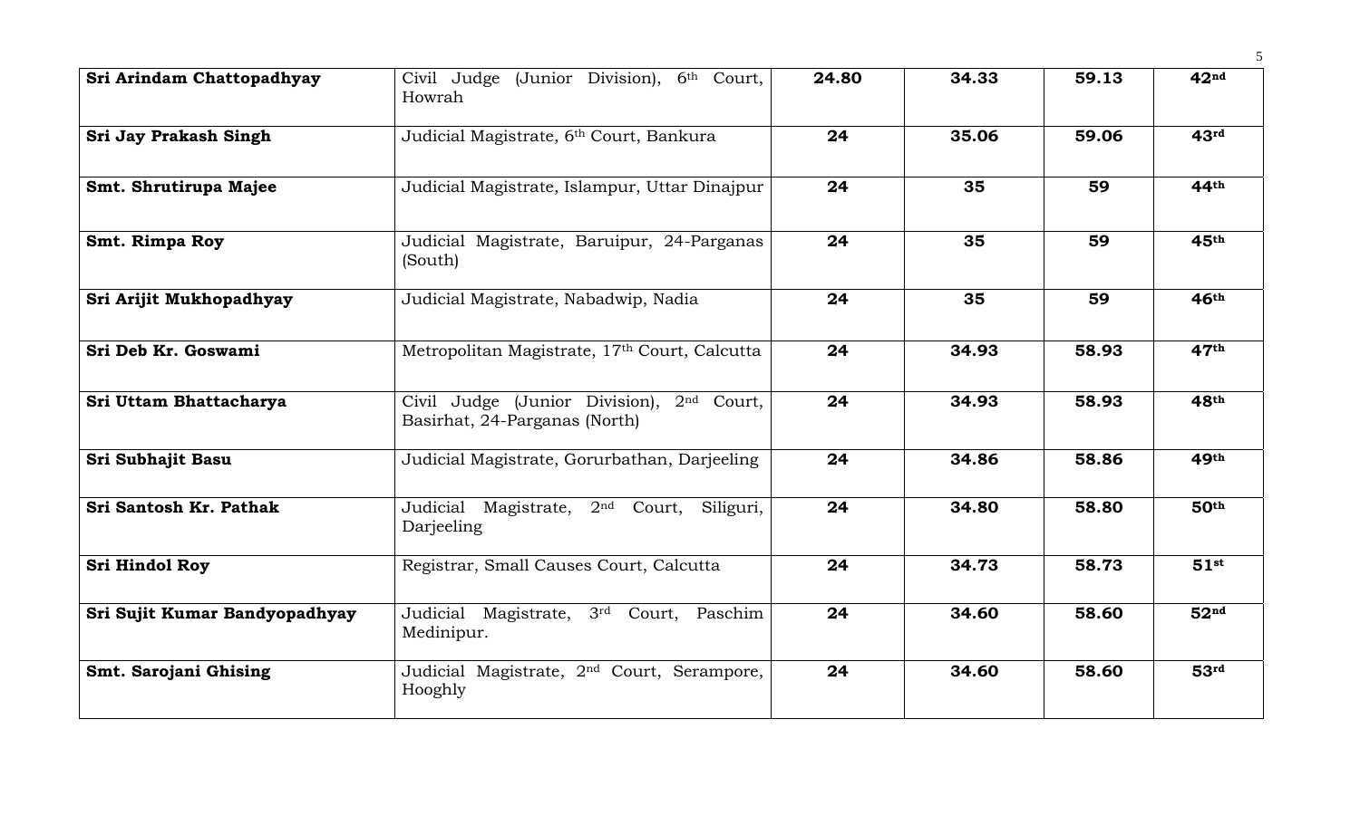| | | | | | |
|---|---|---|---|---|---|
| **Sri Arindam Chattopadhyay** | Civil Judge (Junior Division), 6th Court, Howrah | **24.80** | **34.33** | **59.13** | **42nd** |
| **Sri Jay Prakash Singh** | Judicial Magistrate, 6th Court, Bankura | **24** | **35.06** | **59.06** | **43rd** |
| **Smt. Shrutirupa Majee** | Judicial Magistrate, Islampur, Uttar Dinajpur | **24** | **35** | **59** | **44th** |
| **Smt. Rimpa Roy** | Judicial Magistrate, Baruipur, 24-Parganas (South) | **24** | **35** | **59** | **45th** |
| **Sri Arijit Mukhopadhyay** | Judicial Magistrate, Nabadwip, Nadia | **24** | **35** | **59** | **46th** |
| **Sri Deb Kr. Goswami** | Metropolitan Magistrate, 17th Court, Calcutta | **24** | **34.93** | **58.93** | **47th** |
| **Sri Uttam Bhattacharya** | Civil Judge (Junior Division), 2nd Court, Basirhat, 24-Parganas (North) | **24** | **34.93** | **58.93** | **48th** |
| **Sri Subhajit Basu** | Judicial Magistrate, Gorurbathan, Darjeeling | **24** | **34.86** | **58.86** | **49th** |
| **Sri Santosh Kr. Pathak** | Judicial Magistrate, 2nd Court, Siliguri, Darjeeling | **24** | **34.80** | **58.80** | **50th** |
| **Sri Hindol Roy** | Registrar, Small Causes Court, Calcutta | **24** | **34.73** | **58.73** | **51st** |
| **Sri Sujit Kumar Bandyopadhyay** | Judicial Magistrate, 3rd Court, Paschim Medinipur. | **24** | **34.60** | **58.60** | **52nd** |
| **Smt. Sarojani Ghising** | Judicial Magistrate, 2nd Court, Serampore, Hooghly | **24** | **34.60** | **58.60** | **53rd** |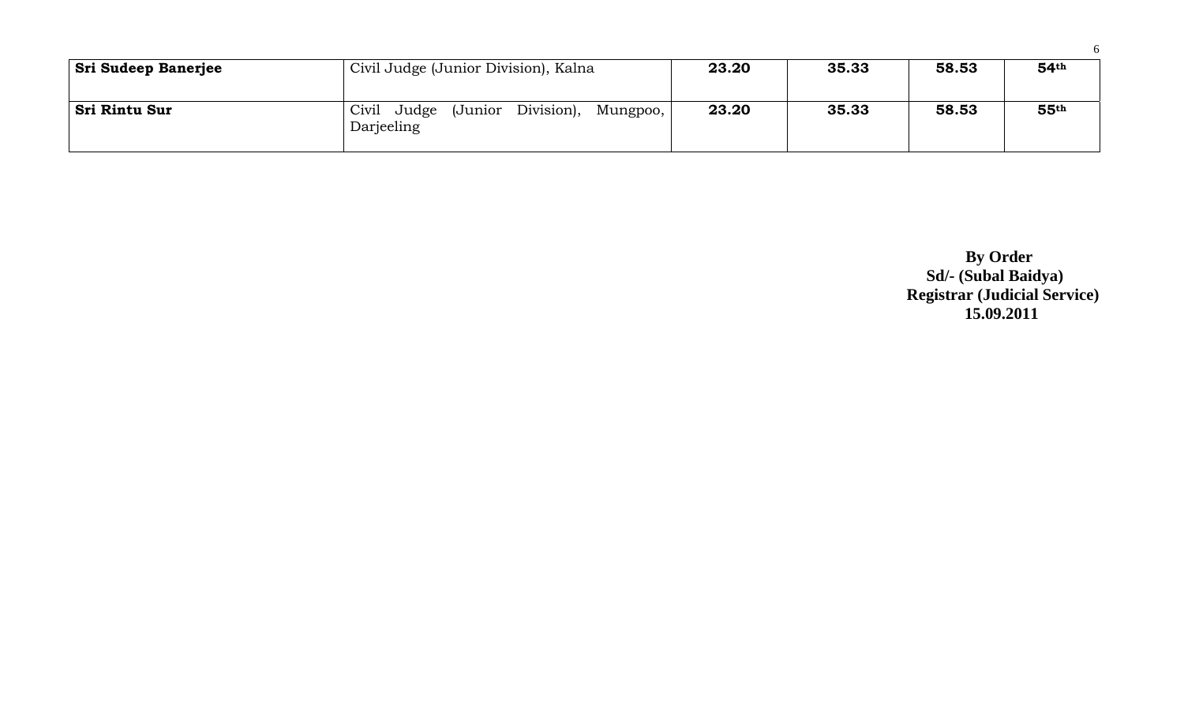| | | | | | |
|---|---|---|---|---|---|
| **Sri Sudeep Banerjee** | Civil Judge (Junior Division), Kalna | **23.20** | **35.33** | **58.53** | **54th** |
| **Sri Rintu Sur** | Civil Judge (Junior Division), Mungpoo, Darjeeling | **23.20** | **35.33** | **58.53** | **55th** |

**By Order**
**Sd/- (Subal Baidya)**
**Registrar (Judicial Service)**
**15.09.2011**